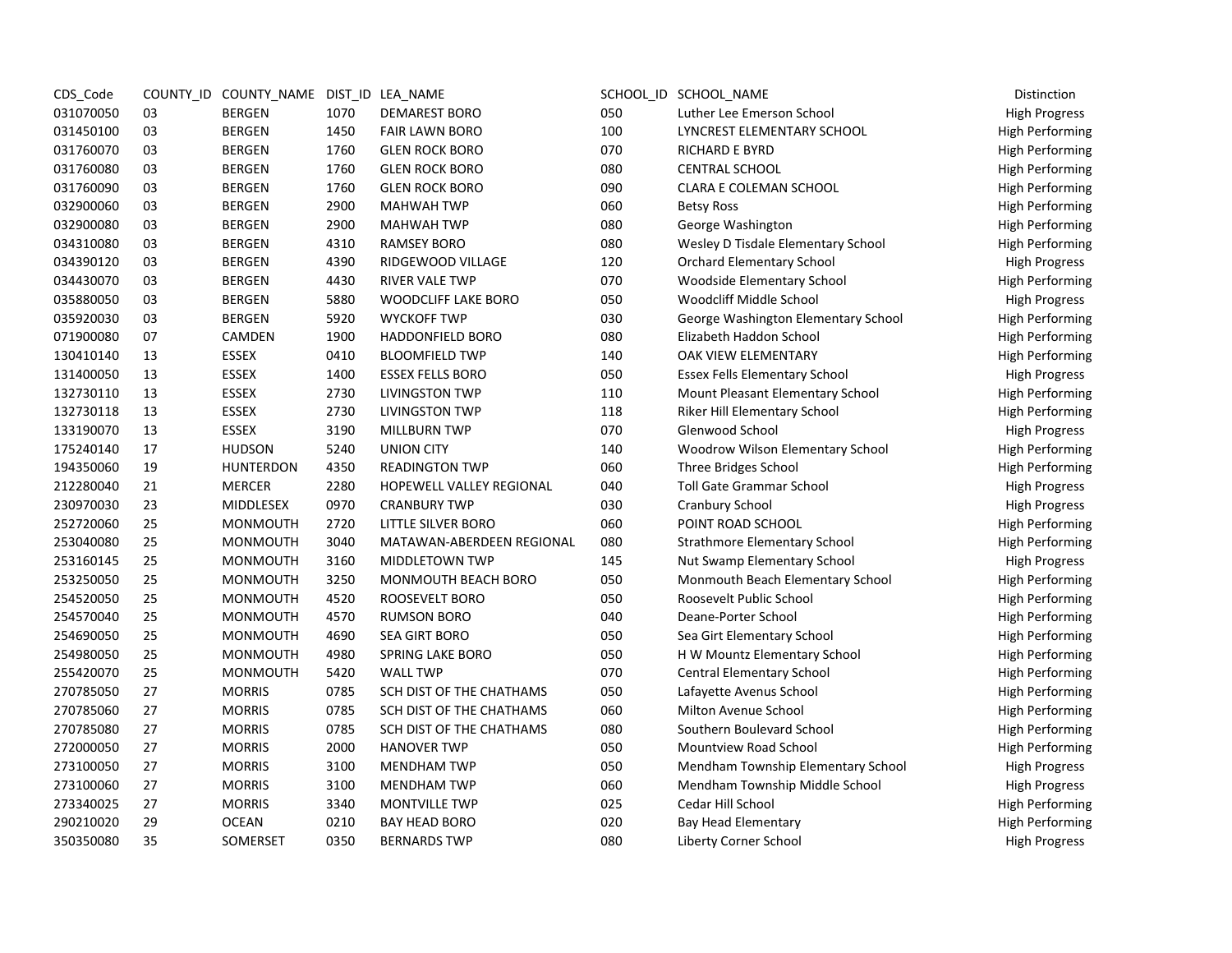| CDS_Code | COUNTY_ID | COUNTY_NAME | DIST_ID | LEA_NAME | SCHOOL_ID | SCHOOL_NAME | Distinction |
|---|---|---|---|---|---|---|---|
| 031070050 | 03 | BERGEN | 1070 | DEMAREST BORO | 050 | Luther Lee Emerson School | High Progress |
| 031450100 | 03 | BERGEN | 1450 | FAIR LAWN BORO | 100 | LYNCREST ELEMENTARY SCHOOL | High Performing |
| 031760070 | 03 | BERGEN | 1760 | GLEN ROCK BORO | 070 | RICHARD E BYRD | High Performing |
| 031760080 | 03 | BERGEN | 1760 | GLEN ROCK BORO | 080 | CENTRAL SCHOOL | High Performing |
| 031760090 | 03 | BERGEN | 1760 | GLEN ROCK BORO | 090 | CLARA E COLEMAN SCHOOL | High Performing |
| 032900060 | 03 | BERGEN | 2900 | MAHWAH TWP | 060 | Betsy Ross | High Performing |
| 032900080 | 03 | BERGEN | 2900 | MAHWAH TWP | 080 | George Washington | High Performing |
| 034310080 | 03 | BERGEN | 4310 | RAMSEY BORO | 080 | Wesley D Tisdale Elementary School | High Performing |
| 034390120 | 03 | BERGEN | 4390 | RIDGEWOOD VILLAGE | 120 | Orchard Elementary School | High Progress |
| 034430070 | 03 | BERGEN | 4430 | RIVER VALE TWP | 070 | Woodside Elementary School | High Performing |
| 035880050 | 03 | BERGEN | 5880 | WOODCLIFF LAKE BORO | 050 | Woodcliff Middle School | High Progress |
| 035920030 | 03 | BERGEN | 5920 | WYCKOFF TWP | 030 | George Washington Elementary School | High Performing |
| 071900080 | 07 | CAMDEN | 1900 | HADDONFIELD BORO | 080 | Elizabeth Haddon School | High Performing |
| 130410140 | 13 | ESSEX | 0410 | BLOOMFIELD TWP | 140 | OAK VIEW ELEMENTARY | High Performing |
| 131400050 | 13 | ESSEX | 1400 | ESSEX FELLS BORO | 050 | Essex Fells Elementary School | High Progress |
| 132730110 | 13 | ESSEX | 2730 | LIVINGSTON TWP | 110 | Mount Pleasant Elementary School | High Performing |
| 132730118 | 13 | ESSEX | 2730 | LIVINGSTON TWP | 118 | Riker Hill Elementary School | High Performing |
| 133190070 | 13 | ESSEX | 3190 | MILLBURN TWP | 070 | Glenwood School | High Progress |
| 175240140 | 17 | HUDSON | 5240 | UNION CITY | 140 | Woodrow Wilson Elementary School | High Performing |
| 194350060 | 19 | HUNTERDON | 4350 | READINGTON TWP | 060 | Three Bridges School | High Performing |
| 212280040 | 21 | MERCER | 2280 | HOPEWELL VALLEY REGIONAL | 040 | Toll Gate Grammar School | High Progress |
| 230970030 | 23 | MIDDLESEX | 0970 | CRANBURY TWP | 030 | Cranbury School | High Progress |
| 252720060 | 25 | MONMOUTH | 2720 | LITTLE SILVER BORO | 060 | POINT ROAD SCHOOL | High Performing |
| 253040080 | 25 | MONMOUTH | 3040 | MATAWAN-ABERDEEN REGIONAL | 080 | Strathmore Elementary School | High Performing |
| 253160145 | 25 | MONMOUTH | 3160 | MIDDLETOWN TWP | 145 | Nut Swamp Elementary School | High Progress |
| 253250050 | 25 | MONMOUTH | 3250 | MONMOUTH BEACH BORO | 050 | Monmouth Beach Elementary School | High Performing |
| 254520050 | 25 | MONMOUTH | 4520 | ROOSEVELT BORO | 050 | Roosevelt Public School | High Performing |
| 254570040 | 25 | MONMOUTH | 4570 | RUMSON BORO | 040 | Deane-Porter School | High Performing |
| 254690050 | 25 | MONMOUTH | 4690 | SEA GIRT BORO | 050 | Sea Girt Elementary School | High Performing |
| 254980050 | 25 | MONMOUTH | 4980 | SPRING LAKE BORO | 050 | H W Mountz Elementary School | High Performing |
| 255420070 | 25 | MONMOUTH | 5420 | WALL TWP | 070 | Central Elementary School | High Performing |
| 270785050 | 27 | MORRIS | 0785 | SCH DIST OF THE CHATHAMS | 050 | Lafayette Avenus School | High Performing |
| 270785060 | 27 | MORRIS | 0785 | SCH DIST OF THE CHATHAMS | 060 | Milton Avenue School | High Performing |
| 270785080 | 27 | MORRIS | 0785 | SCH DIST OF THE CHATHAMS | 080 | Southern Boulevard School | High Performing |
| 272000050 | 27 | MORRIS | 2000 | HANOVER TWP | 050 | Mountview Road School | High Performing |
| 273100050 | 27 | MORRIS | 3100 | MENDHAM TWP | 050 | Mendham Township Elementary School | High Progress |
| 273100060 | 27 | MORRIS | 3100 | MENDHAM TWP | 060 | Mendham Township Middle School | High Progress |
| 273340025 | 27 | MORRIS | 3340 | MONTVILLE TWP | 025 | Cedar Hill School | High Performing |
| 290210020 | 29 | OCEAN | 0210 | BAY HEAD BORO | 020 | Bay Head Elementary | High Performing |
| 350350080 | 35 | SOMERSET | 0350 | BERNARDS TWP | 080 | Liberty Corner School | High Progress |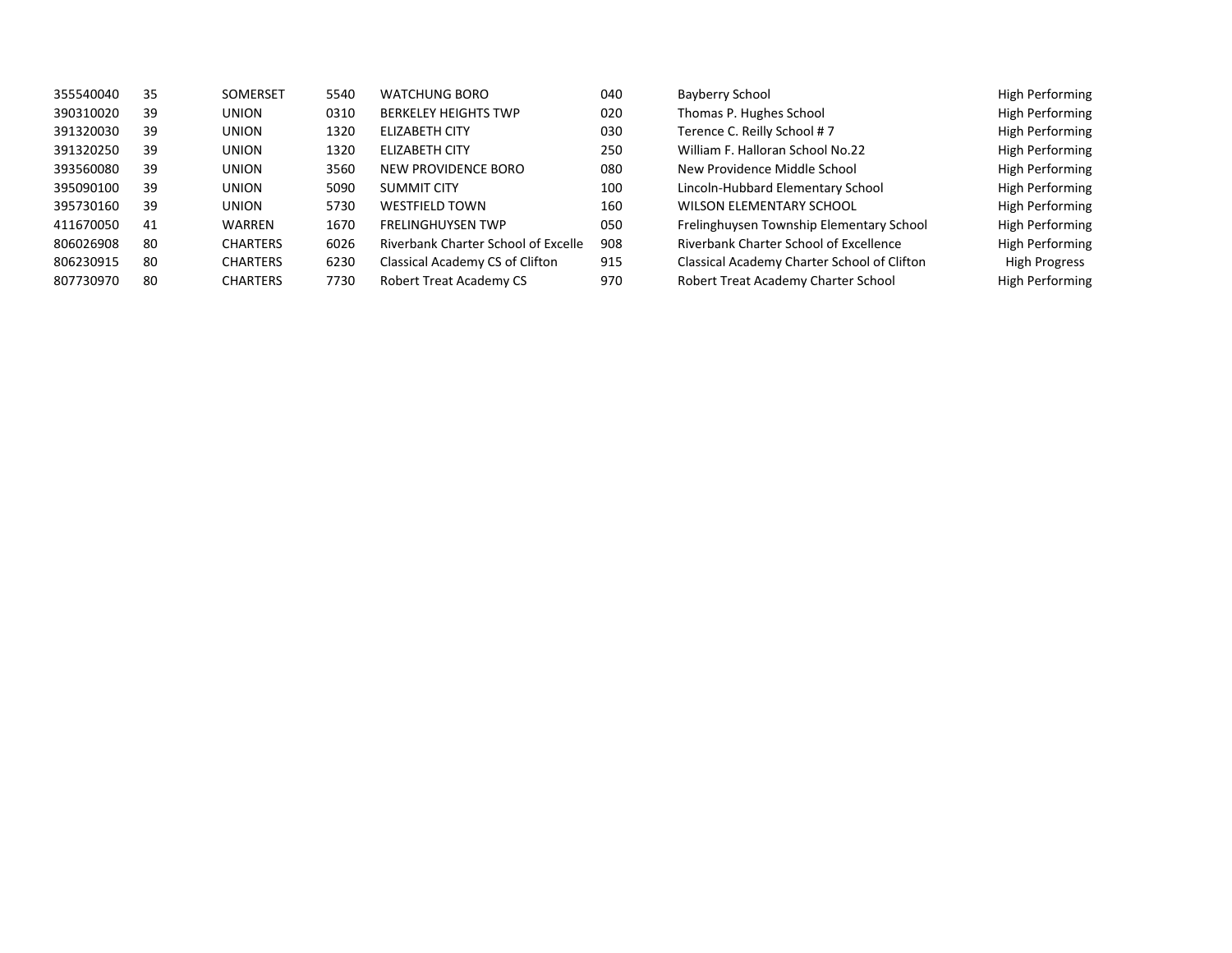| | | | | | | | |
|---|---|---|---|---|---|---|---|
| 355540040 | 35 | SOMERSET | 5540 | WATCHUNG BORO | 040 | Bayberry School | High Performing |
| 390310020 | 39 | UNION | 0310 | BERKELEY HEIGHTS TWP | 020 | Thomas P. Hughes School | High Performing |
| 391320030 | 39 | UNION | 1320 | ELIZABETH CITY | 030 | Terence C. Reilly School # 7 | High Performing |
| 391320250 | 39 | UNION | 1320 | ELIZABETH CITY | 250 | William F. Halloran School No.22 | High Performing |
| 393560080 | 39 | UNION | 3560 | NEW PROVIDENCE BORO | 080 | New Providence Middle School | High Performing |
| 395090100 | 39 | UNION | 5090 | SUMMIT CITY | 100 | Lincoln-Hubbard Elementary School | High Performing |
| 395730160 | 39 | UNION | 5730 | WESTFIELD TOWN | 160 | WILSON ELEMENTARY SCHOOL | High Performing |
| 411670050 | 41 | WARREN | 1670 | FRELINGHUYSEN TWP | 050 | Frelinghuysen Township Elementary School | High Performing |
| 806026908 | 80 | CHARTERS | 6026 | Riverbank Charter School of Excelle | 908 | Riverbank Charter School of Excellence | High Performing |
| 806230915 | 80 | CHARTERS | 6230 | Classical Academy CS of Clifton | 915 | Classical Academy Charter School of Clifton | High Progress |
| 807730970 | 80 | CHARTERS | 7730 | Robert Treat Academy CS | 970 | Robert Treat Academy Charter School | High Performing |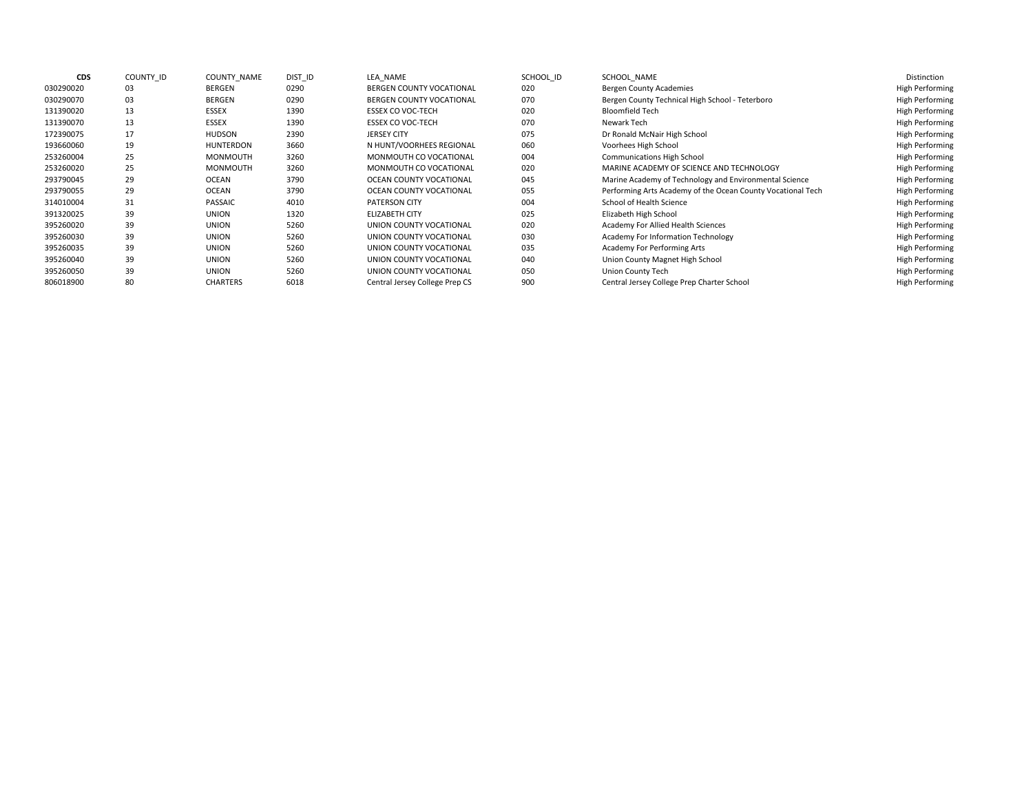| CDS | COUNTY_ID | COUNTY_NAME | DIST_ID | LEA_NAME | SCHOOL_ID | SCHOOL_NAME | Distinction |
|---|---|---|---|---|---|---|---|
| 030290020 | 03 | BERGEN | 0290 | BERGEN COUNTY VOCATIONAL | 020 | Bergen County Academies | High Performing |
| 030290070 | 03 | BERGEN | 0290 | BERGEN COUNTY VOCATIONAL | 070 | Bergen County Technical High School - Teterboro | High Performing |
| 131390020 | 13 | ESSEX | 1390 | ESSEX CO VOC-TECH | 020 | Bloomfield Tech | High Performing |
| 131390070 | 13 | ESSEX | 1390 | ESSEX CO VOC-TECH | 070 | Newark Tech | High Performing |
| 172390075 | 17 | HUDSON | 2390 | JERSEY CITY | 075 | Dr Ronald McNair High School | High Performing |
| 193660060 | 19 | HUNTERDON | 3660 | N HUNT/VOORHEES REGIONAL | 060 | Voorhees High School | High Performing |
| 253260004 | 25 | MONMOUTH | 3260 | MONMOUTH CO VOCATIONAL | 004 | Communications High School | High Performing |
| 253260020 | 25 | MONMOUTH | 3260 | MONMOUTH CO VOCATIONAL | 020 | MARINE ACADEMY OF SCIENCE AND TECHNOLOGY | High Performing |
| 293790045 | 29 | OCEAN | 3790 | OCEAN COUNTY VOCATIONAL | 045 | Marine Academy of Technology and Environmental Science | High Performing |
| 293790055 | 29 | OCEAN | 3790 | OCEAN COUNTY VOCATIONAL | 055 | Performing Arts Academy of the Ocean County Vocational Tech | High Performing |
| 314010004 | 31 | PASSAIC | 4010 | PATERSON CITY | 004 | School of Health Science | High Performing |
| 391320025 | 39 | UNION | 1320 | ELIZABETH CITY | 025 | Elizabeth High School | High Performing |
| 395260020 | 39 | UNION | 5260 | UNION COUNTY VOCATIONAL | 020 | Academy For Allied Health Sciences | High Performing |
| 395260030 | 39 | UNION | 5260 | UNION COUNTY VOCATIONAL | 030 | Academy For Information Technology | High Performing |
| 395260035 | 39 | UNION | 5260 | UNION COUNTY VOCATIONAL | 035 | Academy For Performing Arts | High Performing |
| 395260040 | 39 | UNION | 5260 | UNION COUNTY VOCATIONAL | 040 | Union County Magnet High School | High Performing |
| 395260050 | 39 | UNION | 5260 | UNION COUNTY VOCATIONAL | 050 | Union County Tech | High Performing |
| 806018900 | 80 | CHARTERS | 6018 | Central Jersey College Prep CS | 900 | Central Jersey College Prep Charter School | High Performing |